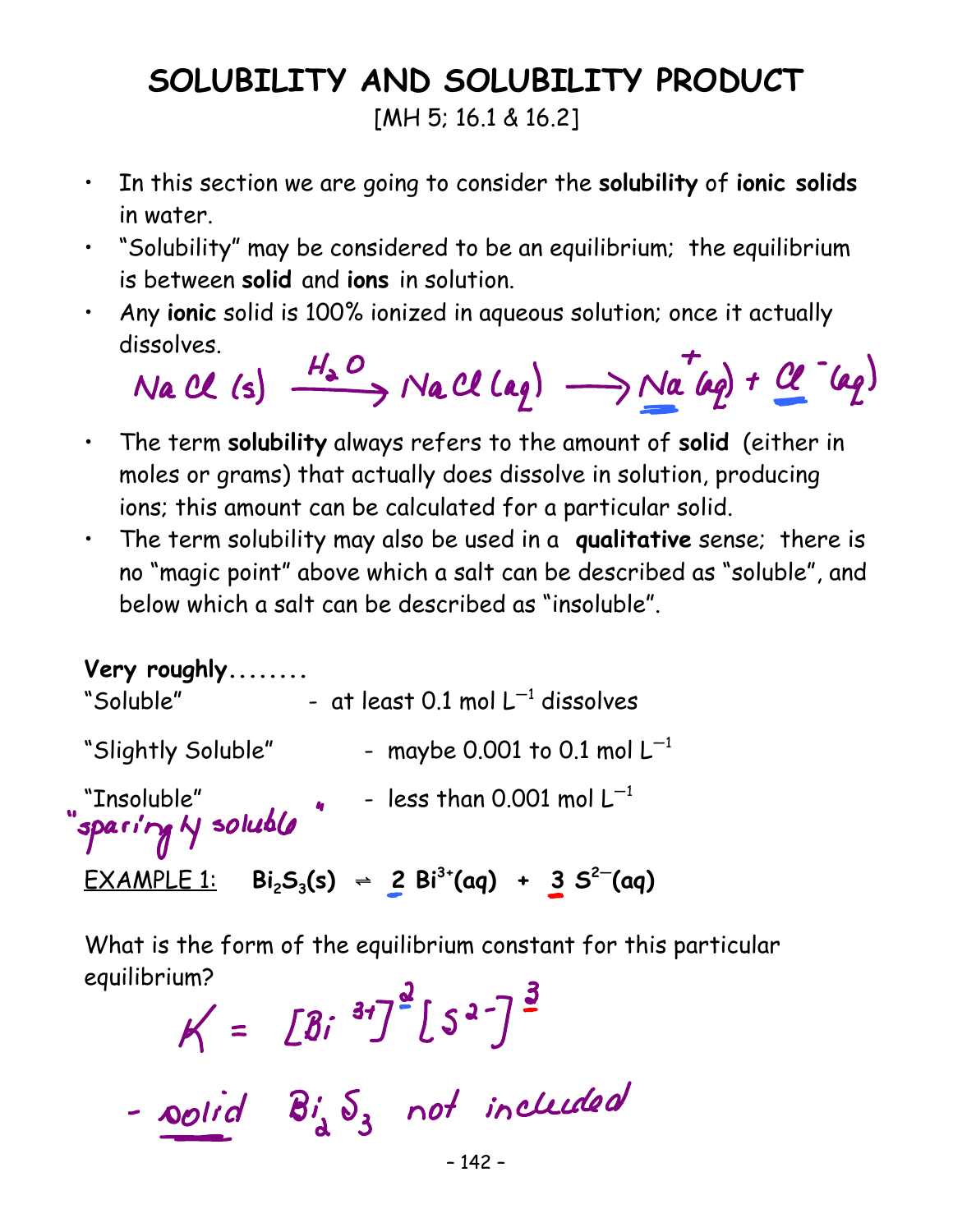# SOLUBILITY AND SOLUBILITY PRODUCT

[MH 5; 16.1 & 16.2]

- In this section we are going to consider the **solubility** of **ionic solids** in water.
- "Solubility" may be considered to be an equilibrium; the equilibrium is between **solid** and **ions** in solution.
- Any **ionic** solid is 100% ionized in aqueous solution; once it actually dissolves.

$$NaCl(s) \xrightarrow{H_2O} NaCl(aq) \longrightarrow Na^{+}(aq) + Cl^{-}(aq)$$

- The term **solubility** always refers to the amount of **solid** (either in moles or grams) that actually does dissolve in solution, producing ions; this amount can be calculated for a particular solid.
- The term solubility may also be used in a **qualitative** sense; there is no "magic point" above which a salt can be described as "soluble", and below which a salt can be described as "insoluble".

**Very roughly........**

"Soluble" - at least 0.1 mol $L^{-1}$ dissolves

"Slightly Soluble" - maybe 0.001 to 0.1 mol $L^{-1}$

"Insoluble" "sparingly soluble" - less than 0.001 mol $L^{-1}$

<u>EXAMPLE 1:</u> $Bi_2S_3(s) \rightleftharpoons 2\,Bi^{3+}(aq) + 3\,S^{2-}(aq)$

What is the form of the equilibrium constant for this particular equilibrium?

$$K = [Bi^{3+}]^2[S^{2-}]^3$$

- solid $Bi_2S_3$ not included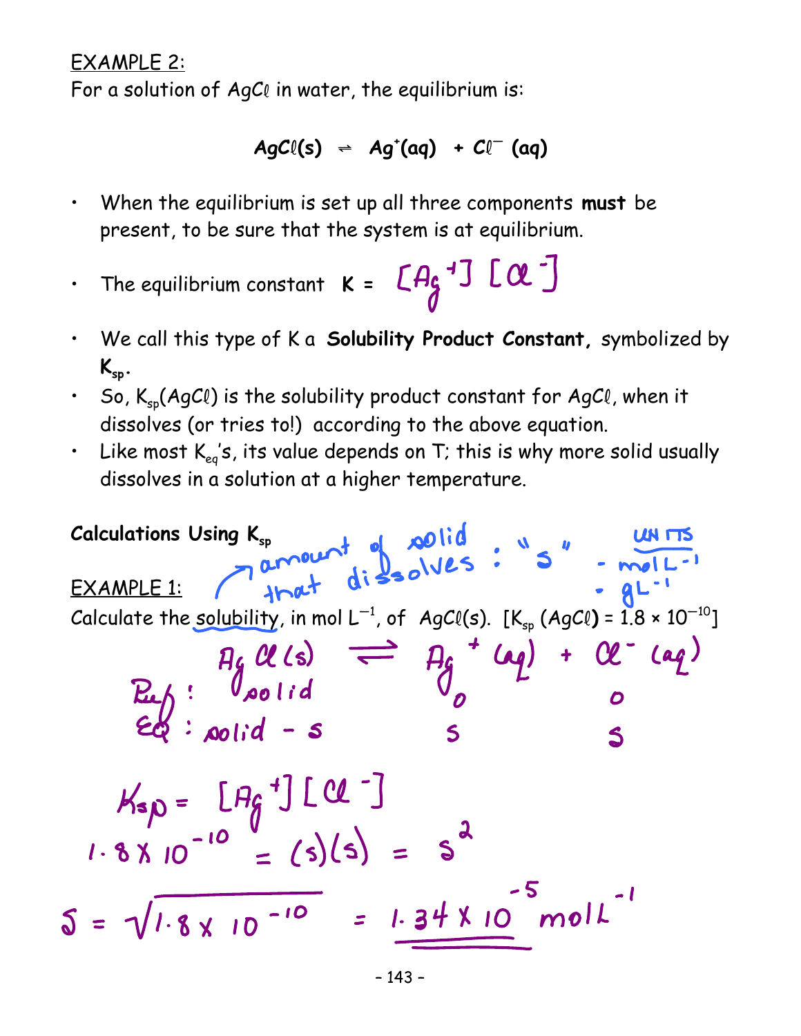EXAMPLE 2:

For a solution of $AgC\ell$ in water, the equilibrium is:

$$AgC\ell(s) \rightleftharpoons Ag^+(aq) + C\ell^-(aq)$$

- When the equilibrium is set up all three components **must** be present, to be sure that the system is at equilibrium.
- The equilibrium constant $K = [Ag^+][C\ell^-]$
- We call this type of K a **Solubility Product Constant,** symbolized by $K_{sp}$.
- So, $K_{sp}(AgC\ell)$ is the solubility product constant for $AgC\ell$, when it dissolves (or tries to!) according to the above equation.
- Like most $K_{eq}$'s, its value depends on T; this is why more solid usually dissolves in a solution at a higher temperature.

**Calculations Using $K_{sp}$**

amount of solid that dissolves : "s"

UNITS
- $mol\,L^{-1}$
- $g\,L^{-1}$

EXAMPLE 1:

Calculate the solubility, in mol $L^{-1}$, of $AgC\ell(s)$. [$K_{sp}(AgC\ell) = 1.8 \times 10^{-10}$]

| | $AgC\ell(s)$ | $\rightleftharpoons$ | $Ag^+(aq)$ | + | $C\ell^-(aq)$ |
|---|---|---|---|---|---|
| Ref : | solid | | 0 | | 0 |
| EQ : | solid − s | | s | | s |

$$K_{sp} = [Ag^+][C\ell^-]$$

$$1.8 \times 10^{-10} = (s)(s) = s^2$$

$$s = \sqrt{1.8 \times 10^{-10}} = \underline{1.34 \times 10^{-5}\ mol\,L^{-1}}$$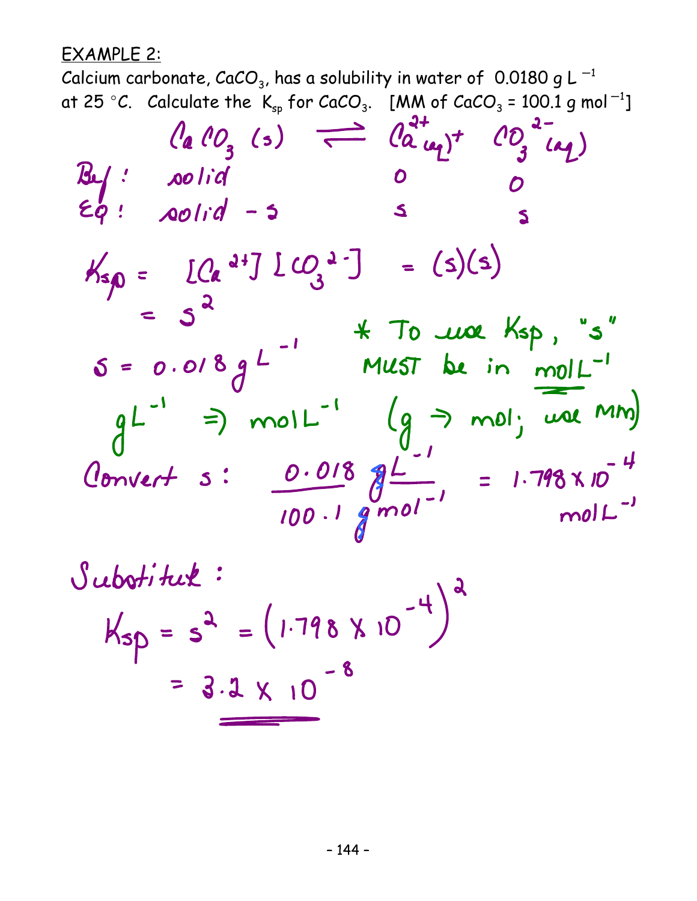EXAMPLE 2:

Calcium carbonate, $CaCO_3$, has a solubility in water of 0.0180 g $L^{-1}$ at 25 °C. Calculate the $K_{sp}$ for $CaCO_3$. [MM of $CaCO_3$ = 100.1 g $mol^{-1}$]

$$CaCO_3\,(s) \rightleftharpoons Ca^{2+}(aq) + CO_3^{2-}(aq)$$

| | $CaCO_3\,(s)$ | $Ca^{2+}(aq)$ | $CO_3^{2-}(aq)$ |
|---|---|---|---|
| Bef: | solid | 0 | 0 |
| Eq: | solid − s | s | s |

$$K_{sp} = [Ca^{2+}][CO_3^{2-}] = (s)(s)$$
$$= s^2$$

$s = 0.018\ g\ L^{-1}$

\* To use Ksp, "s" MUST be in $mol\,L^{-1}$

$g\,L^{-1} \Rightarrow mol\,L^{-1}$ ($g \rightarrow mol$; use MM)

Convert s: $\dfrac{0.018\ g\ L^{-1}}{100.1\ g\ mol^{-1}} = 1.798 \times 10^{-4}\ mol\,L^{-1}$

Substitute:

$$K_{sp} = s^2 = (1.798 \times 10^{-4})^2$$
$$= 3.2 \times 10^{-8}$$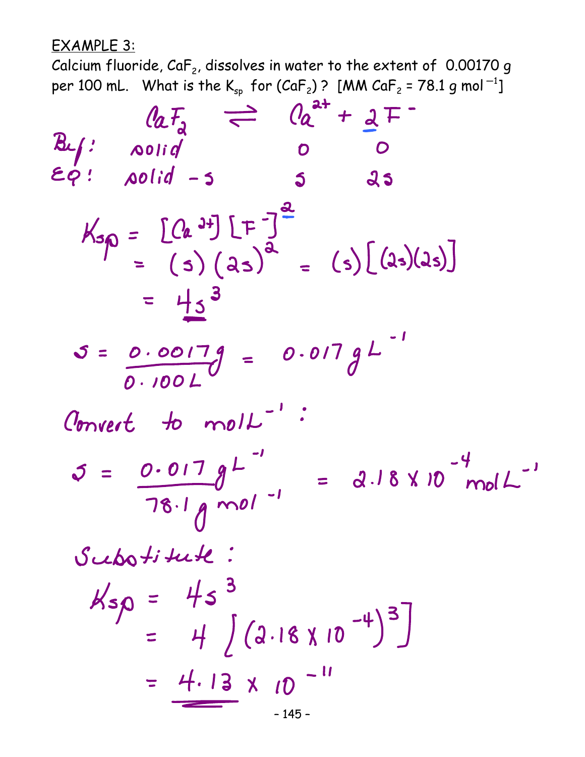EXAMPLE 3:

Calcium fluoride, $CaF_2$, dissolves in water to the extent of 0.00170 g per 100 mL. What is the $K_{sp}$ for ($CaF_2$)? [MM $CaF_2$ = 78.1 g mol$^{-1}$]

$$CaF_2 \rightleftharpoons Ca^{2+} + 2F^-$$

Bef: solid   0   0

Eq: solid − s   s   2s

$$K_{sp} = [Ca^{2+}][F^-]^2$$

$$= (s)(2s)^2 = (s)[(2s)(2s)]$$

$$= 4s^3$$

$$s = \frac{0.0017\,g}{0.100\,L} = 0.017\,g\,L^{-1}$$

Convert to mol L$^{-1}$:

$$s = \frac{0.017\,g\,L^{-1}}{78.1\,g\,mol^{-1}} = 2.18 \times 10^{-4}\,mol\,L^{-1}$$

Substitute:

$$K_{sp} = 4s^3$$

$$= 4\left[(2.18 \times 10^{-4})^3\right]$$

$$= 4.13 \times 10^{-11}$$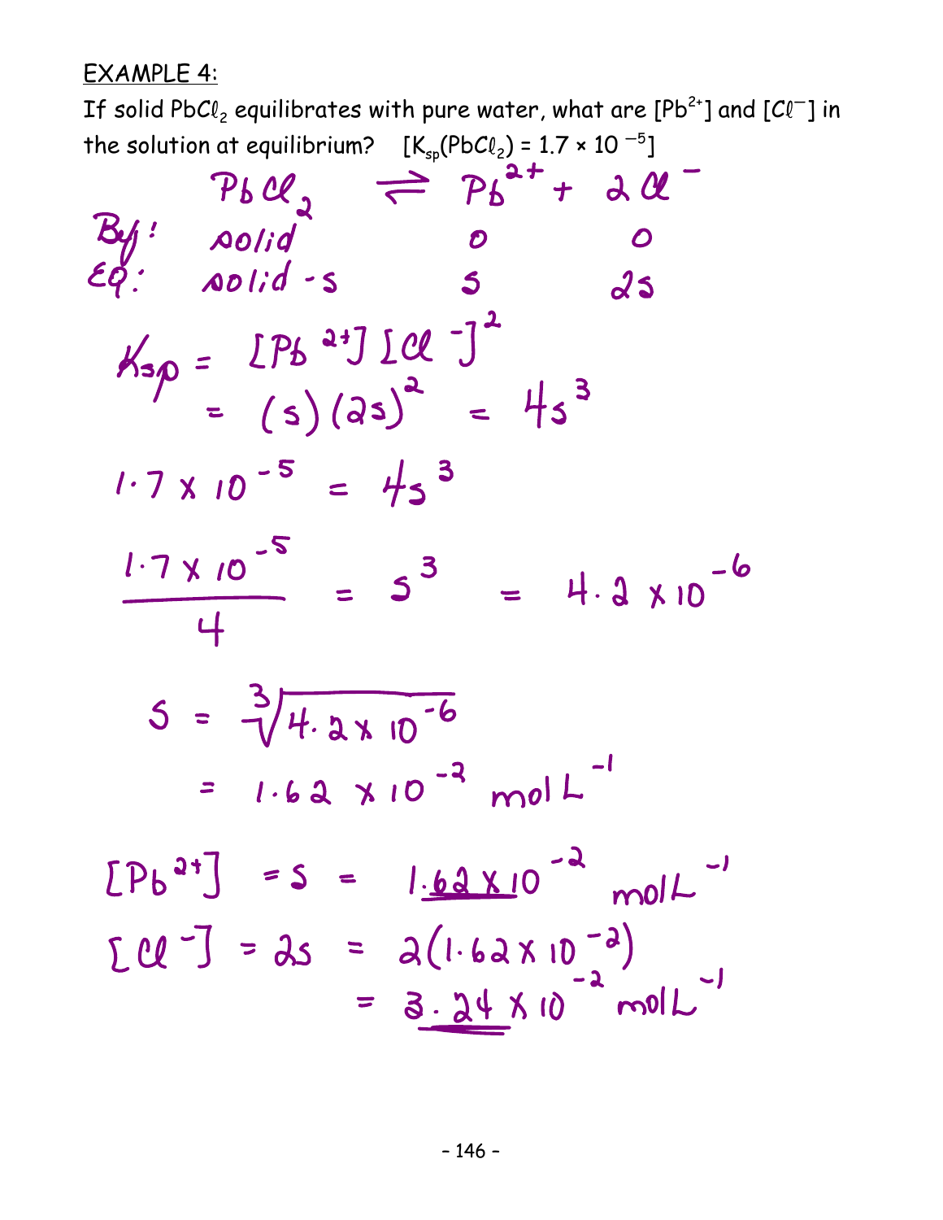EXAMPLE 4:

If solid $PbCl_2$ equilibrates with pure water, what are $[Pb^{2+}]$ and $[Cl^-]$ in the solution at equilibrium? $[K_{sp}(PbCl_2) = 1.7 \times 10^{-5}]$

| | $PbCl_2$ | $\rightleftharpoons$ | $Pb^{2+}$ | + | $2Cl^-$ |
|---|---|---|---|---|---|
| Bf: | solid | | 0 | | 0 |
| Eq: | solid - s | | s | | 2s |

$$K_{sp} = [Pb^{2+}][Cl^-]^2$$

$$= (s)(2s)^2 = 4s^3$$

$$1.7 \times 10^{-5} = 4s^3$$

$$\frac{1.7 \times 10^{-5}}{4} = s^3 = 4.2 \times 10^{-6}$$

$$s = \sqrt[3]{4.2 \times 10^{-6}}$$

$$= 1.62 \times 10^{-2} \text{ mol L}^{-1}$$

$$[Pb^{2+}] = s = 1.62 \times 10^{-2} \text{ mol L}^{-1}$$

$$[Cl^-] = 2s = 2(1.62 \times 10^{-2})$$

$$= 3.24 \times 10^{-2} \text{ mol L}^{-1}$$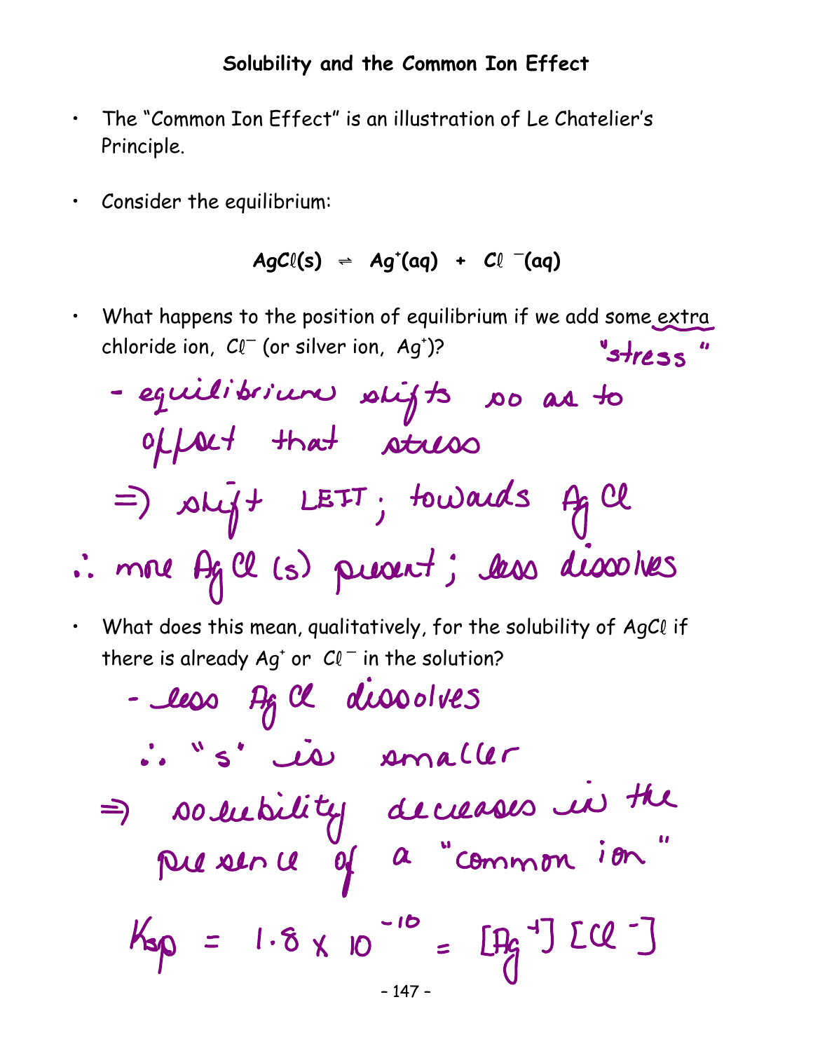## Solubility and the Common Ion Effect

- The "Common Ion Effect" is an illustration of Le Chatelier's Principle.
- Consider the equilibrium:

$$AgC\ell(s) \rightleftharpoons Ag^+(aq) + C\ell^-(aq)$$

- What happens to the position of equilibrium if we add some extra chloride ion, $C\ell^-$ (or silver ion, $Ag^+$)? "stress"

- equilibrium shifts so as to offset that stress

⇒ shift LEFT; towards AgCl

∴ more AgCl (s) present; less dissolves

- What does this mean, qualitatively, for the solubility of $AgC\ell$ if there is already $Ag^+$ or $C\ell^-$ in the solution?

- less AgCl dissolves

∴ "s" is smaller

⇒ solubility decreases in the presence of a "common ion"

$$K_{sp} = 1.8 \times 10^{-10} = [Ag^+][Cl^-]$$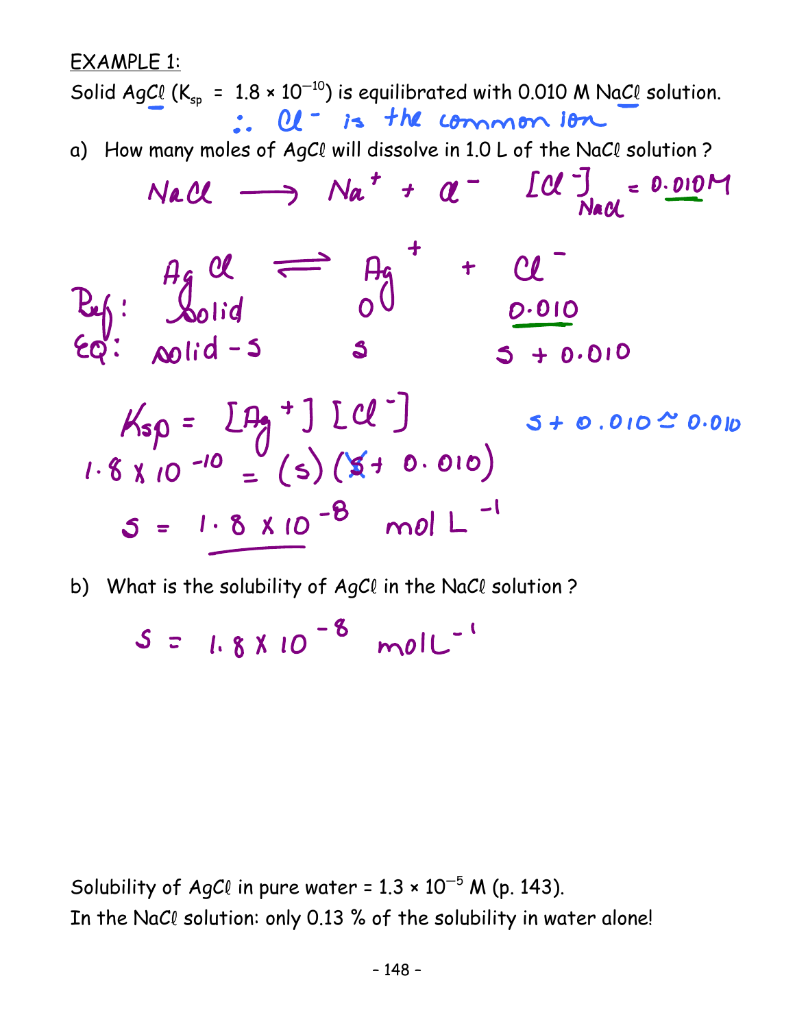EXAMPLE 1:

Solid $AgCl$ ($K_{sp}$ = $1.8 \times 10^{-10}$) is equilibrated with 0.010 M $NaCl$ solution.

∴ $Cl^-$ is the common ion

a) How many moles of $AgCl$ will dissolve in 1.0 L of the $NaCl$ solution ?

$$NaCl \longrightarrow Na^+ + Cl^- \qquad [Cl^-]_{NaCl} = 0.010M$$

$$AgCl \rightleftharpoons Ag^+ + Cl^-$$

Ref: solid $\quad$ 0 $\quad$ 0.010

EQ: solid − s $\quad$ s $\quad$ s + 0.010

$$K_{sp} = [Ag^+][Cl^-] \qquad s + 0.010 \simeq 0.010$$

$$1.8 \times 10^{-10} = (s)(s + 0.010)$$

$$s = 1.8 \times 10^{-8} \text{ mol L}^{-1}$$

b) What is the solubility of $AgCl$ in the $NaCl$ solution ?

$$s = 1.8 \times 10^{-8} \text{ mol L}^{-1}$$

Solubility of $AgCl$ in pure water = $1.3 \times 10^{-5}$ M (p. 143).

In the $NaCl$ solution: only 0.13 % of the solubility in water alone!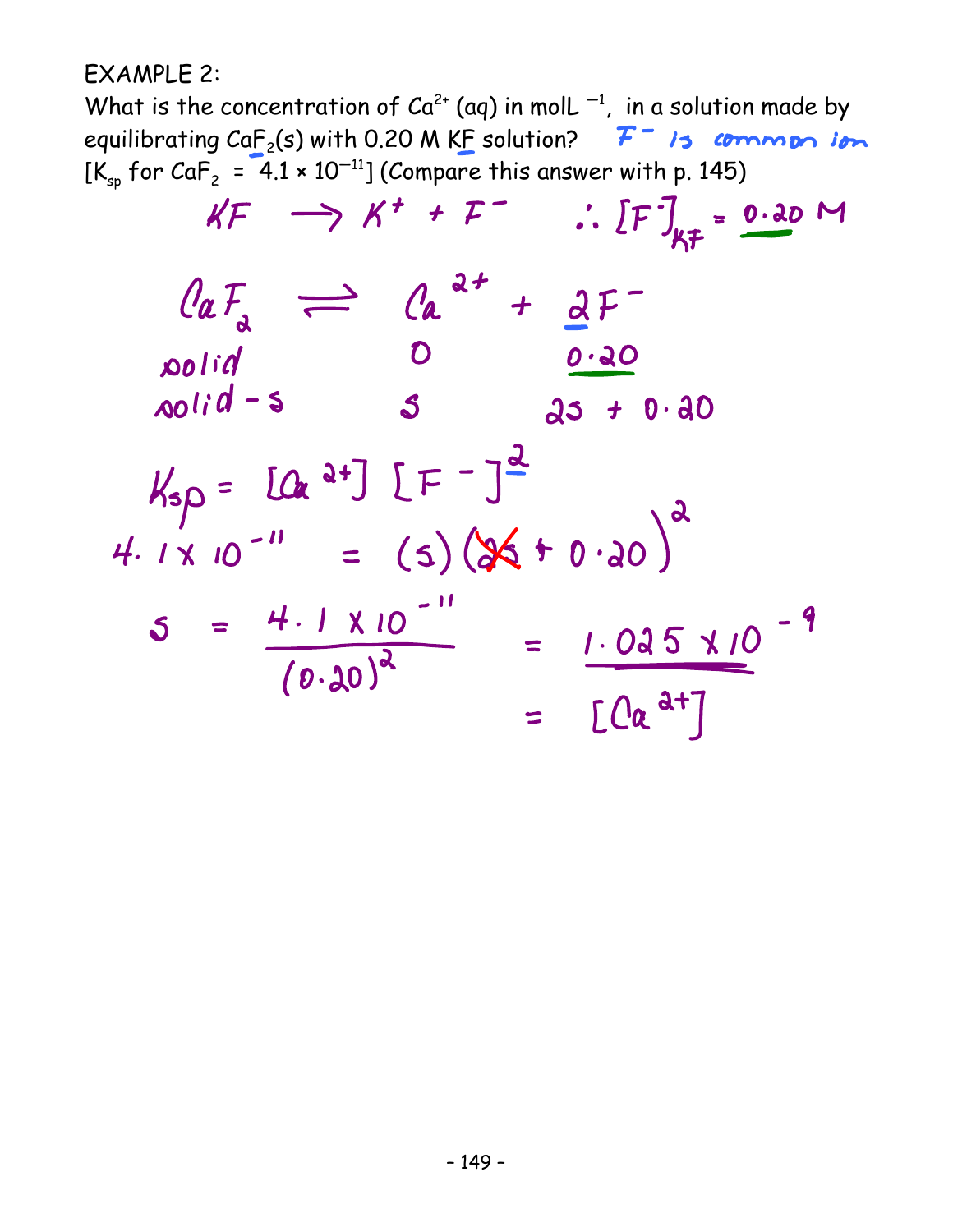EXAMPLE 2:

What is the concentration of $Ca^{2+}$ (aq) in $molL^{-1}$, in a solution made by equilibrating $CaF_2$(s) with 0.20 M KF solution? *$F^-$ is common ion*

[$K_{sp}$ for $CaF_2$ = $4.1 \times 10^{-11}$] (Compare this answer with p. 145)

$$KF \longrightarrow K^+ + F^- \qquad \therefore [F^-]_{KF} = 0.20 \text{ M}$$

$$CaF_2 \rightleftharpoons Ca^{2+} + 2F^-$$

| | $CaF_2$ | $Ca^{2+}$ | $2F^-$ |
|---|---|---|---|
| | solid | 0 | 0.20 |
| | solid - s | s | 2s + 0.20 |

$$K_{sp} = [Ca^{2+}][F^-]^2$$

$$4.1 \times 10^{-11} = (s)(\cancel{2s} + 0.20)^2$$

$$s = \frac{4.1 \times 10^{-11}}{(0.20)^2} = 1.025 \times 10^{-9}$$

$$= [Ca^{2+}]$$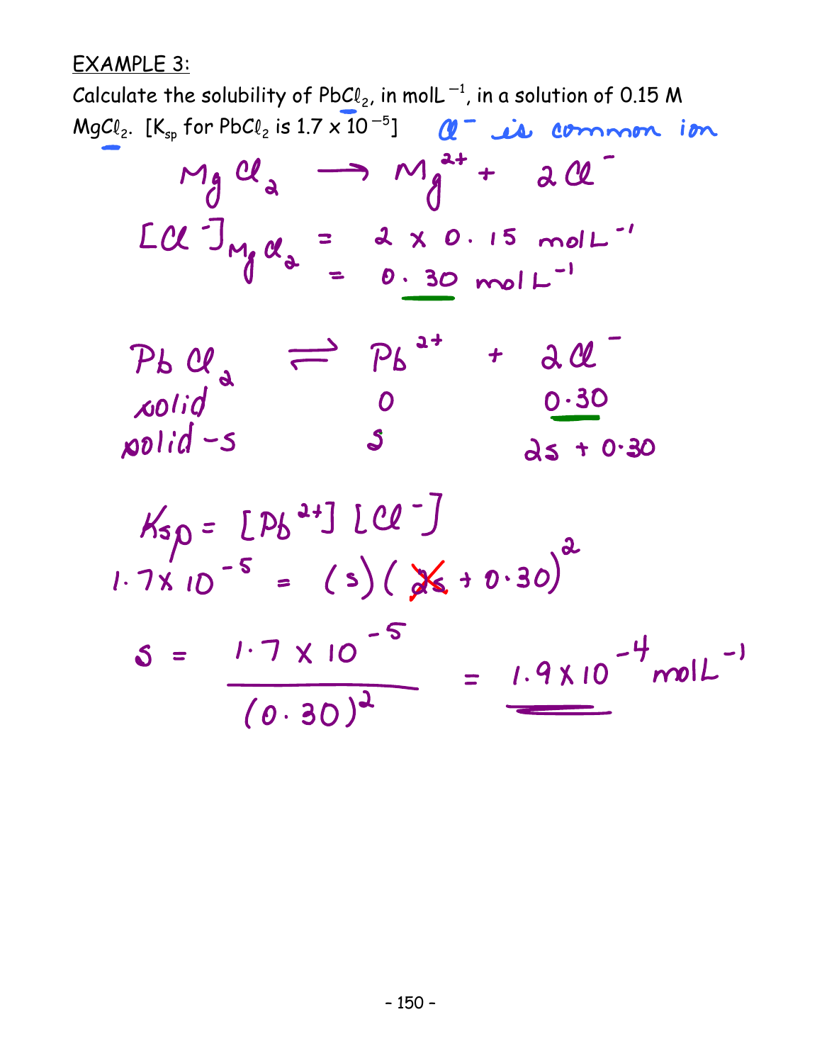EXAMPLE 3:

Calculate the solubility of $PbCl_2$, in $mol L^{-1}$, in a solution of 0.15 M $MgCl_2$. [$K_{sp}$ for $PbCl_2$ is $1.7 \times 10^{-5}$]  $Cl^-$ is common ion

$$MgCl_2 \longrightarrow Mg^{2+} + 2Cl^-$$

$$[Cl^-]_{MgCl_2} = 2 \times 0.15 \ mol L^{-1}$$
$$= 0.30 \ mol L^{-1}$$

| $PbCl_2$ | $\rightleftharpoons$ | $Pb^{2+}$ | + | $2Cl^-$ |
|---|---|---|---|---|
| solid | | 0 | | 0.30 |
| solid − s | | s | | 2s + 0.30 |

$$K_{sp} = [Pb^{2+}][Cl^-]$$

$$1.7 \times 10^{-5} = (s)(\cancel{2s} + 0.30)^2$$

$$s = \frac{1.7 \times 10^{-5}}{(0.30)^2} = 1.9 \times 10^{-4} \ mol L^{-1}$$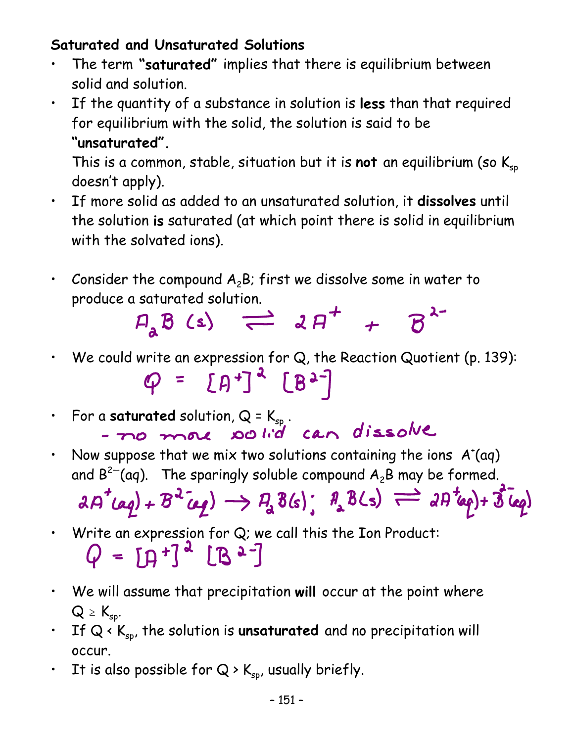## Saturated and Unsaturated Solutions

- The term **"saturated"** implies that there is equilibrium between solid and solution.
- If the quantity of a substance in solution is **less** than that required for equilibrium with the solid, the solution is said to be **"unsaturated".**

  This is a common, stable, situation but it is **not** an equilibrium (so $K_{sp}$ doesn't apply).
- If more solid as added to an unsaturated solution, it **dissolves** until the solution **is** saturated (at which point there is solid in equilibrium with the solvated ions).

- Consider the compound $A_2B$; first we dissolve some in water to produce a saturated solution.

$$A_2B\ (s) \rightleftharpoons 2A^+ + B^{2-}$$

- We could write an expression for Q, the Reaction Quotient (p. 139):

$$Q = [A^+]^2\ [B^{2-}]$$

- For a **saturated** solution, $Q = K_{sp}$.

  - no more solid can dissolve
- Now suppose that we mix two solutions containing the ions $A^+(aq)$ and $B^{2-}(aq)$. The sparingly soluble compound $A_2B$ may be formed.

$$2A^+(aq) + B^{2-}(aq) \rightarrow A_2B(s);\ \ A_2B(s) \rightleftharpoons 2A^+(aq) + B^{2-}(aq)$$

- Write an expression for Q; we call this the Ion Product:

$$Q = [A^+]^2\ [B^{2-}]$$

- We will assume that precipitation **will** occur at the point where $Q \geq K_{sp}$.
- If $Q < K_{sp}$, the solution is **unsaturated** and no precipitation will occur.
- It is also possible for $Q > K_{sp}$, usually briefly.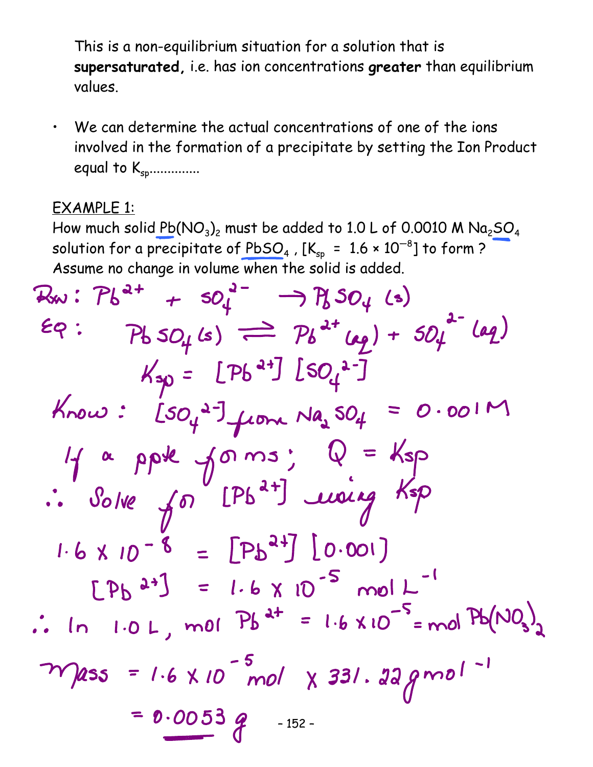This is a non-equilibrium situation for a solution that is **supersaturated,** i.e. has ion concentrations **greater** than equilibrium values.

- We can determine the actual concentrations of one of the ions involved in the formation of a precipitate by setting the Ion Product equal to $K_{sp}$..............

<u>EXAMPLE 1:</u>

How much solid $Pb(NO_3)_2$ must be added to 1.0 L of 0.0010 M $Na_2SO_4$ solution for a precipitate of $PbSO_4$, [$K_{sp}$ = $1.6 \times 10^{-8}$] to form? Assume no change in volume when the solid is added.

Rxn: $Pb^{2+} + SO_4^{2-} \rightarrow PbSO_4\,(s)$

Eq: $PbSO_4\,(s) \rightleftharpoons Pb^{2+}\,(aq) + SO_4^{2-}\,(aq)$

$$K_{sp} = [Pb^{2+}][SO_4^{2-}]$$

Know: $[SO_4^{2-}]$ from $Na_2SO_4$ = 0.001 M

If a ppte forms; $Q = K_{sp}$

$\therefore$ Solve for $[Pb^{2+}]$ using $K_{sp}$

$$1.6 \times 10^{-8} = [Pb^{2+}][0.001]$$

$$[Pb^{2+}] = 1.6 \times 10^{-5}\ mol\ L^{-1}$$

$\therefore$ In 1.0 L, mol $Pb^{2+}$ = $1.6 \times 10^{-5}$ = mol $Pb(NO_3)_2$

Mass = $1.6 \times 10^{-5}$ mol $\times$ 331.22 g mol$^{-1}$

= <u>0.0053 g</u>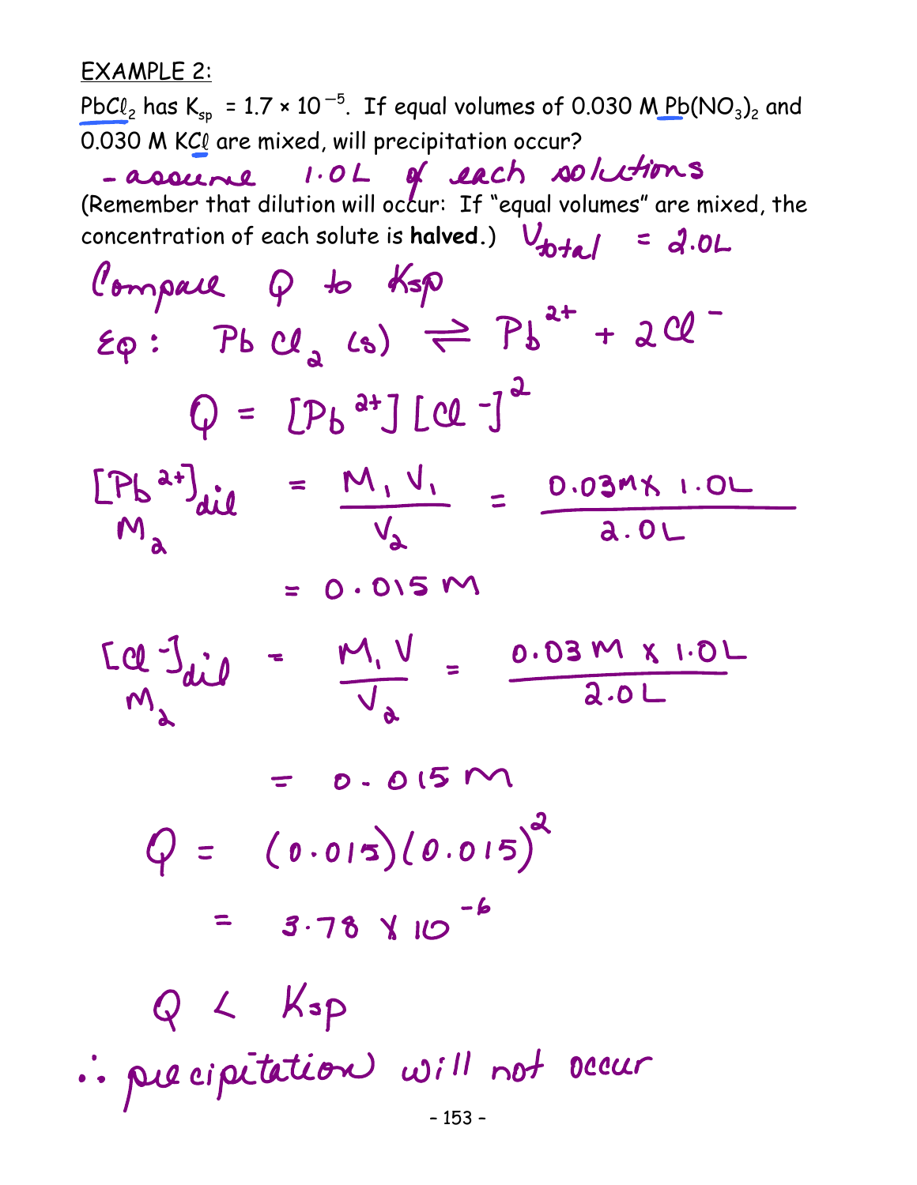EXAMPLE 2:

$PbCl_2$ has $K_{sp} = 1.7 \times 10^{-5}$. If equal volumes of 0.030 M $Pb(NO_3)_2$ and 0.030 M $KCl$ are mixed, will precipitation occur?

- assume 1.0L of each solutions

(Remember that dilution will occur: If "equal volumes" are mixed, the concentration of each solute is **halved**.) $V_{total} = 2.0L$

Compare Q to $K_{sp}$

Eq: $PbCl_2(s) \rightleftharpoons Pb^{2+} + 2Cl^-$

$$Q = [Pb^{2+}][Cl^-]^2$$

$$[Pb^{2+}]_{dil} = \frac{M_1 V_1}{V_2} = \frac{0.03M \times 1.0L}{2.0L}$$

$M_2$

$$= 0.015\ M$$

$$[Cl^-]_{dil} = \frac{M_1 V}{V_2} = \frac{0.03\ M \times 1.0L}{2.0L}$$

$M_2$

$$= 0.015\ M$$

$$Q = (0.015)(0.015)^2$$

$$= 3.78 \times 10^{-6}$$

$$Q < K_{sp}$$

$\therefore$ precipitation will not occur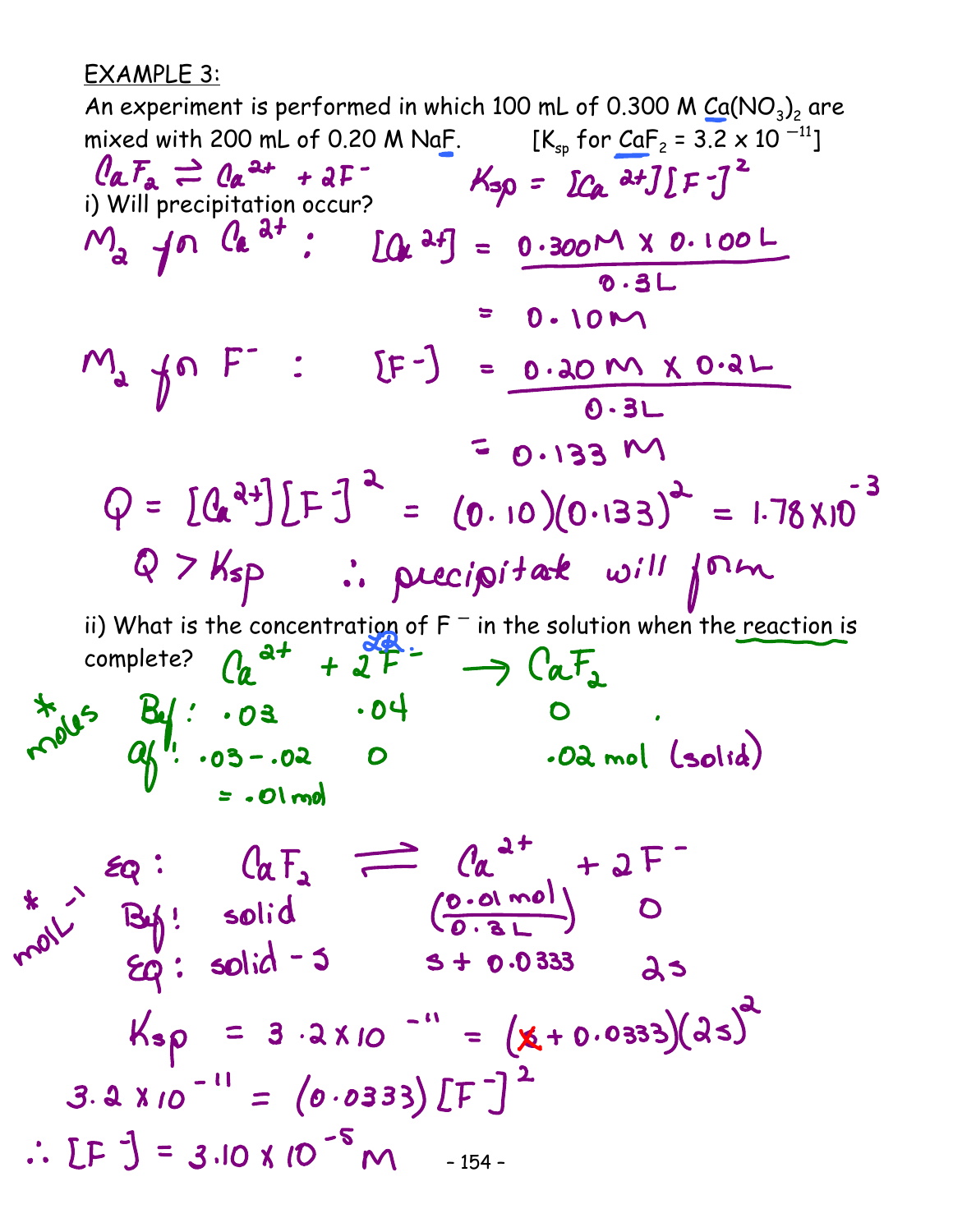EXAMPLE 3:

An experiment is performed in which 100 mL of 0.300 M $Ca(NO_3)_2$ are mixed with 200 mL of 0.20 M NaF. [$K_{sp}$ for $CaF_2 = 3.2 \times 10^{-11}$]

$CaF_2 \rightleftharpoons Ca^{2+} + 2F^-$  $K_{sp} = [Ca^{2+}][F^-]^2$

i) Will precipitation occur?

$M_2$ for $Ca^{2+}$: $[Ca^{2+}] = \frac{0.300M \times 0.100L}{0.3L} = 0.10M$

$M_2$ for $F^-$: $[F^-] = \frac{0.20M \times 0.2L}{0.3L} = 0.133M$

$Q = [Ca^{2+}][F^-]^2 = (0.10)(0.133)^2 = 1.78 \times 10^{-3}$

$Q > K_{sp}$ ∴ precipitate will form

ii) What is the concentration of $F^-$ in the solution when the reaction is complete?

$Ca^{2+} + 2F^- \rightarrow CaF_2$

\* moles

| | $Ca^{2+}$ | $2F^-$ | $CaF_2$ |
|---|---|---|---|
| Bef: | .03 | .04 | 0 |
| af: | .03 − .02 = .01 mol | 0 | .02 mol (solid) |

\* mol $L^{-1}$

| Eq: | $CaF_2$ | $\rightleftharpoons$ $Ca^{2+}$ | $+ 2F^-$ |
|---|---|---|---|
| Bef: | solid | $\left(\frac{0.01 \text{ mol}}{0.3L}\right)$ | 0 |
| Eq: | solid − s | s + 0.0333 | 2s |

$K_{sp} = 3.2 \times 10^{-11} = (s + 0.0333)(2s)^2$

$3.2 \times 10^{-11} = (0.0333)[F^-]^2$

∴ $[F^-] = 3.10 \times 10^{-5} M$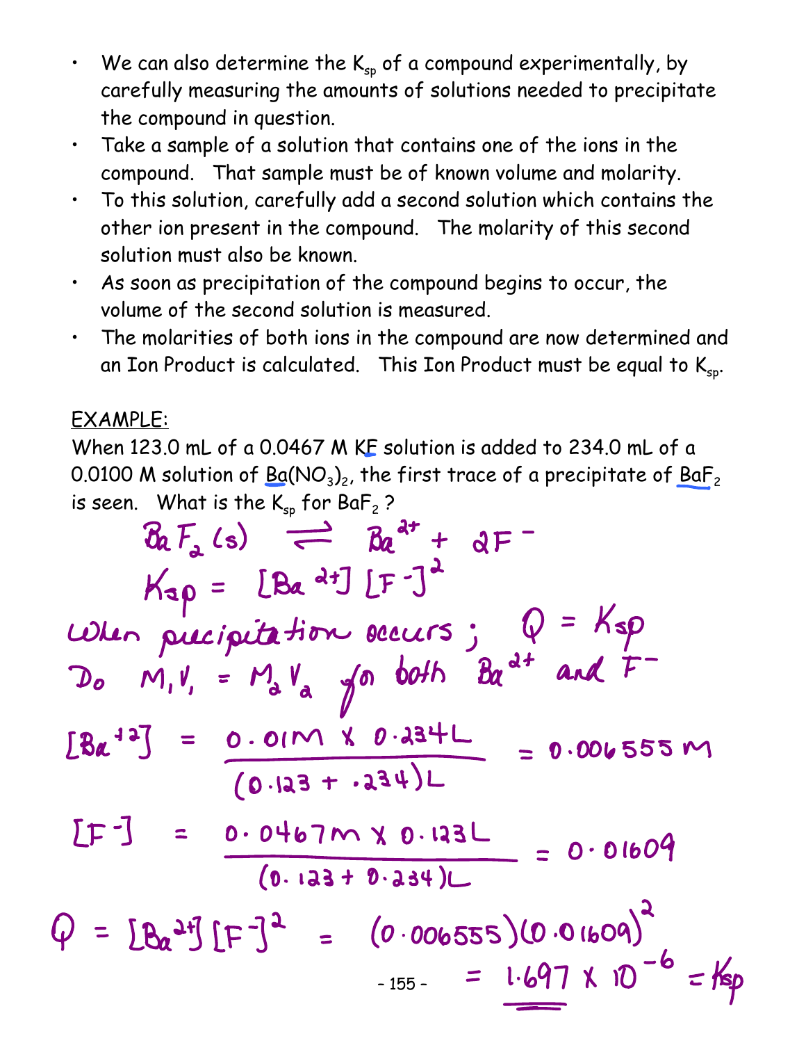- We can also determine the $K_{sp}$ of a compound experimentally, by carefully measuring the amounts of solutions needed to precipitate the compound in question.
- Take a sample of a solution that contains one of the ions in the compound. That sample must be of known volume and molarity.
- To this solution, carefully add a second solution which contains the other ion present in the compound. The molarity of this second solution must also be known.
- As soon as precipitation of the compound begins to occur, the volume of the second solution is measured.
- The molarities of both ions in the compound are now determined and an Ion Product is calculated. This Ion Product must be equal to $K_{sp}$.

<u>EXAMPLE:</u>

When 123.0 mL of a 0.0467 M KF solution is added to 234.0 mL of a 0.0100 M solution of $Ba(NO_3)_2$, the first trace of a precipitate of $BaF_2$ is seen. What is the $K_{sp}$ for $BaF_2$?

$$BaF_2(s) \rightleftharpoons Ba^{2+} + 2F^-$$

$$K_{sp} = [Ba^{2+}][F^-]^2$$

When precipitation occurs; $Q = K_{sp}$

Do $M_1V_1 = M_2V_2$ for both $Ba^{2+}$ and $F^-$

$$[Ba^{+2}] = \frac{0.01M \times 0.234L}{(0.123 + .234)L} = 0.006555\ M$$

$$[F^-] = \frac{0.0467M \times 0.123L}{(0.123 + 0.234)L} = 0.01609$$

$$Q = [Ba^{2+}][F^-]^2 = (0.006555)(0.01609)^2 = \underline{1.697 \times 10^{-6}} = K_{sp}$$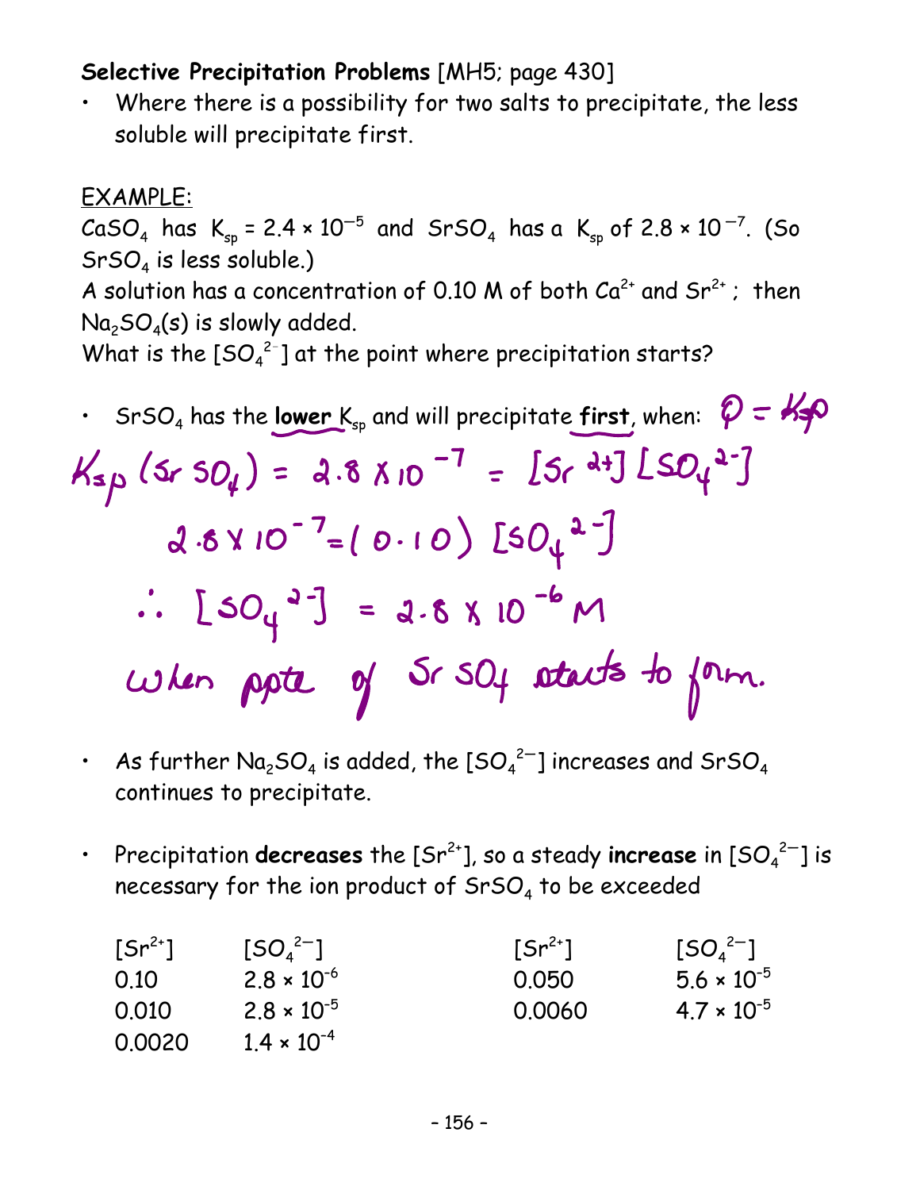**Selective Precipitation Problems** [MH5; page 430]

- Where there is a possibility for two salts to precipitate, the less soluble will precipitate first.

EXAMPLE:

$CaSO_4$ has $K_{sp} = 2.4 \times 10^{-5}$ and $SrSO_4$ has a $K_{sp}$ of $2.8 \times 10^{-7}$. (So $SrSO_4$ is less soluble.)

A solution has a concentration of 0.10 M of both $Ca^{2+}$ and $Sr^{2+}$; then $Na_2SO_4(s)$ is slowly added.

What is the $[SO_4^{2-}]$ at the point where precipitation starts?

- $SrSO_4$ has the **lower** $K_{sp}$ and will precipitate **first**, when: $Q = K_{sp}$

$$K_{sp}(SrSO_4) = 2.8 \times 10^{-7} = [Sr^{2+}][SO_4^{2-}]$$

$$2.8 \times 10^{-7} = (0.10)[SO_4^{2-}]$$

$$\therefore [SO_4^{2-}] = 2.8 \times 10^{-6}\ M$$

when ppte of $SrSO_4$ starts to form.

- As further $Na_2SO_4$ is added, the $[SO_4^{2-}]$ increases and $SrSO_4$ continues to precipitate.

- Precipitation **decreases** the $[Sr^{2+}]$, so a steady **increase** in $[SO_4^{2-}]$ is necessary for the ion product of $SrSO_4$ to be exceeded

| $[Sr^{2+}]$ | $[SO_4^{2-}]$ | $[Sr^{2+}]$ | $[SO_4^{2-}]$ |
|---|---|---|---|
| 0.10 | $2.8 \times 10^{-6}$ | 0.050 | $5.6 \times 10^{-5}$ |
| 0.010 | $2.8 \times 10^{-5}$ | 0.0060 | $4.7 \times 10^{-5}$ |
| 0.0020 | $1.4 \times 10^{-4}$ | | |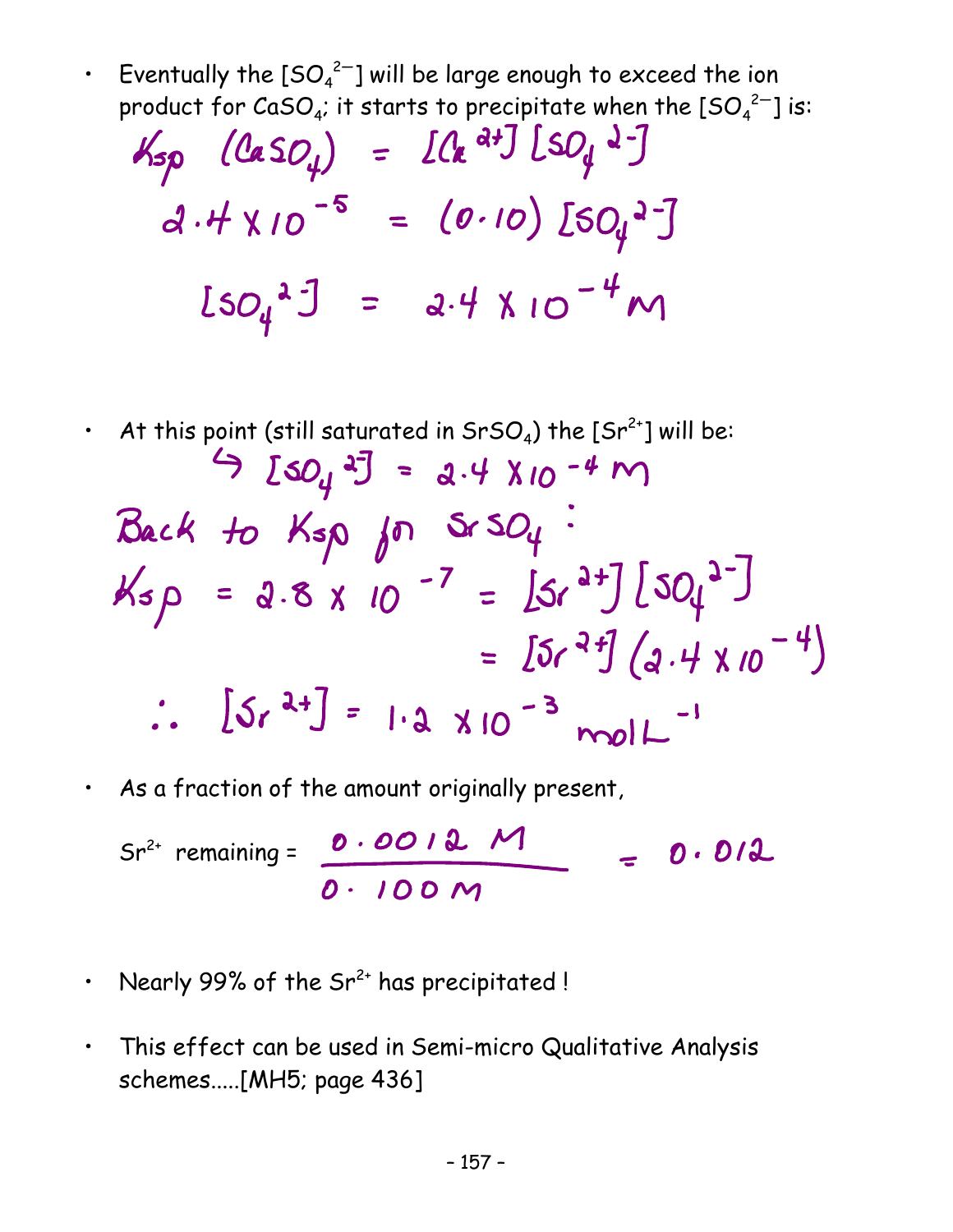- Eventually the $[SO_4^{2-}]$ will be large enough to exceed the ion product for $CaSO_4$; it starts to precipitate when the $[SO_4^{2-}]$ is:

$$K_{sp}\ (CaSO_4) = [Ca^{2+}][SO_4^{2-}]$$

$$2.4 \times 10^{-5} = (0.10)[SO_4^{2-}]$$

$$[SO_4^{2-}] = 2.4 \times 10^{-4}\ M$$

- At this point (still saturated in $SrSO_4$) the $[Sr^{2+}]$ will be:

$$\hookrightarrow [SO_4^{2-}] = 2.4 \times 10^{-4}\ M$$

Back to Ksp for $SrSO_4$:

$$K_{sp} = 2.8 \times 10^{-7} = [Sr^{2+}][SO_4^{2-}]$$

$$= [Sr^{2+}](2.4 \times 10^{-4})$$

$$\therefore [Sr^{2+}] = 1.2 \times 10^{-3}\ mol\,L^{-1}$$

- As a fraction of the amount originally present,

$$Sr^{2+} \text{ remaining} = \frac{0.0012\ M}{0.100\ M} = 0.012$$

- Nearly 99% of the $Sr^{2+}$ has precipitated !

- This effect can be used in Semi-micro Qualitative Analysis schemes.....[MH5; page 436]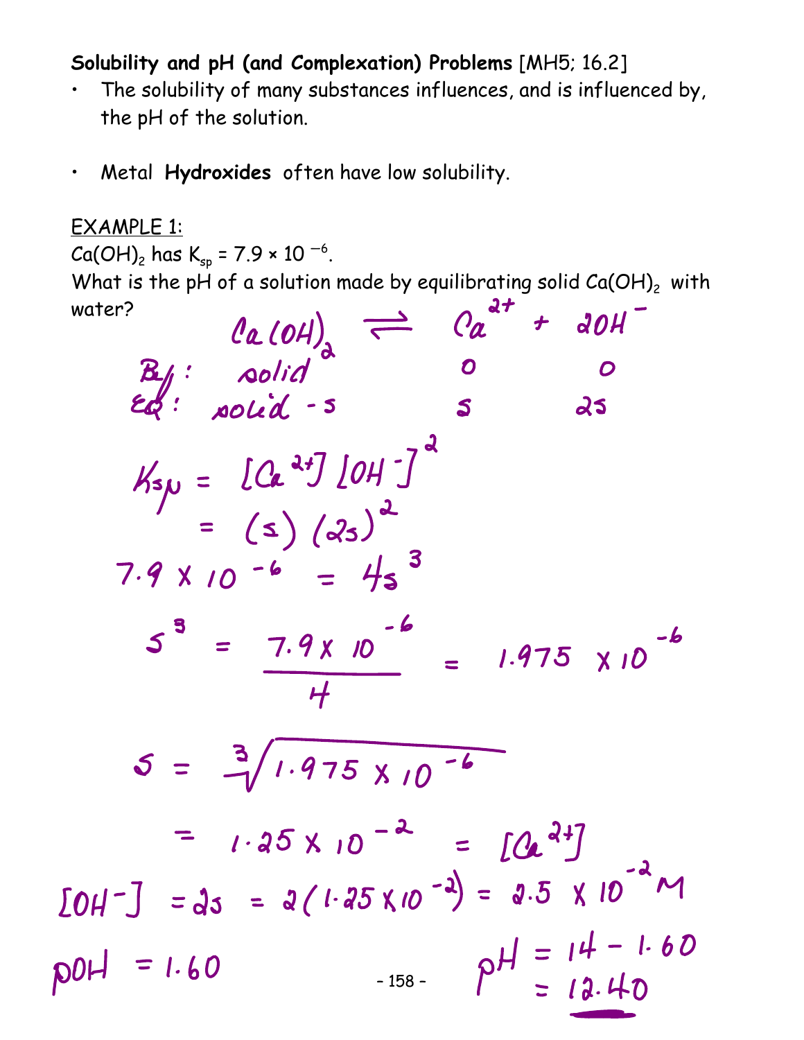**Solubility and pH (and Complexation) Problems** [MH5; 16.2]

- The solubility of many substances influences, and is influenced by, the pH of the solution.

- Metal **Hydroxides** often have low solubility.

EXAMPLE 1:

$Ca(OH)_2$ has $K_{sp} = 7.9 \times 10^{-6}$.

What is the pH of a solution made by equilibrating solid $Ca(OH)_2$ with water?

$$Ca(OH)_2 \rightleftharpoons Ca^{2+} + 2OH^-$$

| | $Ca(OH)_2$ | $Ca^{2+}$ | $2OH^-$ |
|---|---|---|---|
| Bef: | solid | 0 | 0 |
| EQ: | solid − s | s | 2s |

$$K_{sp} = [Ca^{2+}][OH^-]^2$$

$$= (s)(2s)^2$$

$$7.9 \times 10^{-6} = 4s^3$$

$$s^3 = \frac{7.9 \times 10^{-6}}{4} = 1.975 \times 10^{-6}$$

$$s = \sqrt[3]{1.975 \times 10^{-6}}$$

$$= 1.25 \times 10^{-2} = [Ca^{2+}]$$

$$[OH^-] = 2s = 2(1.25 \times 10^{-2}) = 2.5 \times 10^{-2}\ M$$

$$pOH = 1.60$$

$$pH = 14 - 1.60 = 12.40$$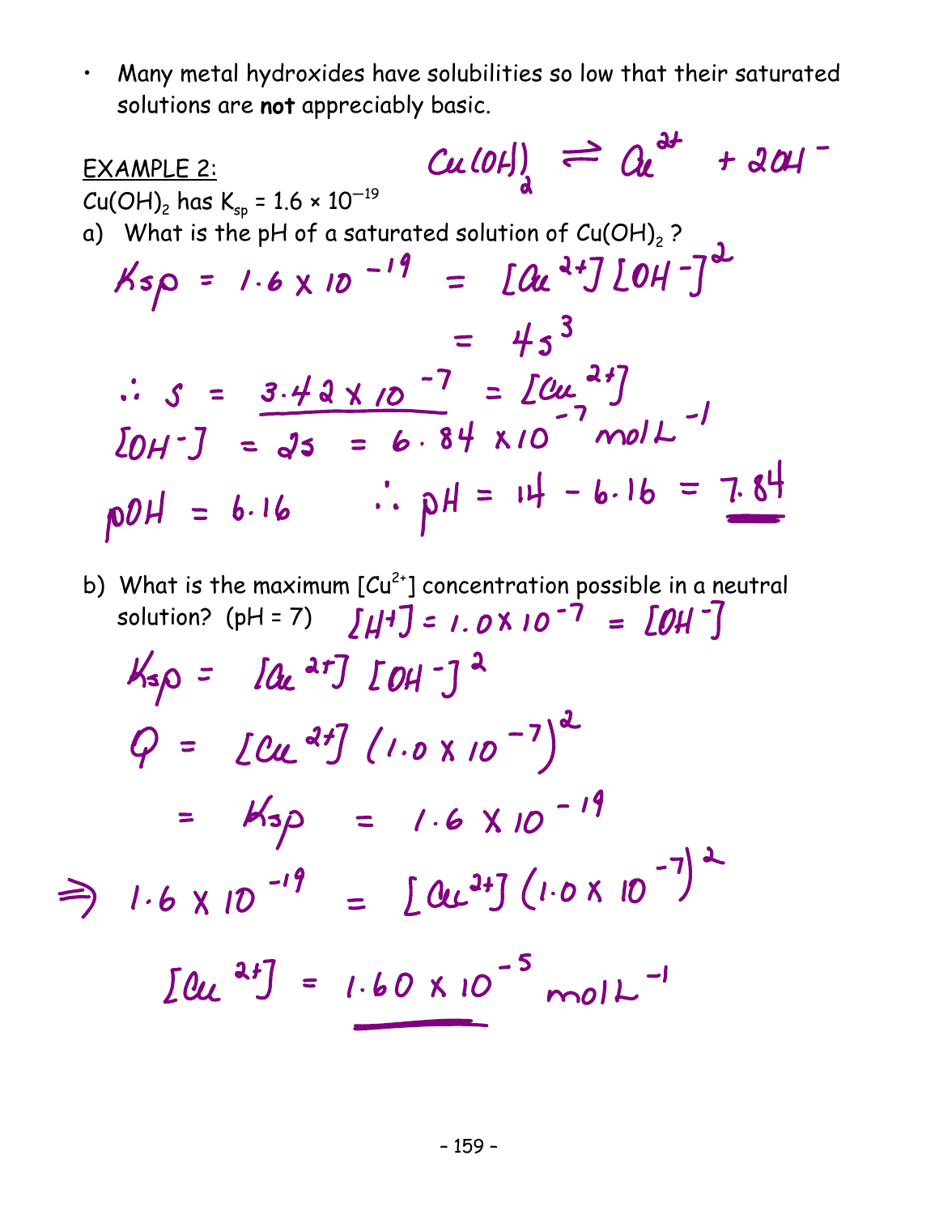- Many metal hydroxides have solubilities so low that their saturated solutions are **not** appreciably basic.

EXAMPLE 2:

$$Cu(OH)_2 \rightleftharpoons Cu^{2+} + 2OH^-$$

$Cu(OH)_2$ has $K_{sp} = 1.6 \times 10^{-19}$

a) What is the pH of a saturated solution of $Cu(OH)_2$ ?

$$K_{sp} = 1.6 \times 10^{-19} = [Cu^{2+}][OH^-]^2$$

$$= 4s^3$$

$$\therefore s = 3.42 \times 10^{-7} = [Cu^{2+}]$$

$$[OH^-] = 2s = 6.84 \times 10^{-7} \text{ mol L}^{-1}$$

$$pOH = 6.16 \quad \therefore pH = 14 - 6.16 = 7.84$$

b) What is the maximum $[Cu^{2+}]$ concentration possible in a neutral solution? (pH = 7) $[H^+] = 1.0 \times 10^{-7} = [OH^-]$

$$K_{sp} = [Cu^{2+}][OH^-]^2$$

$$Q = [Cu^{2+}](1.0 \times 10^{-7})^2$$

$$= K_{sp} = 1.6 \times 10^{-19}$$

$$\Rightarrow 1.6 \times 10^{-19} = [Cu^{2+}](1.0 \times 10^{-7})^2$$

$$[Cu^{2+}] = 1.60 \times 10^{-5} \text{ mol L}^{-1}$$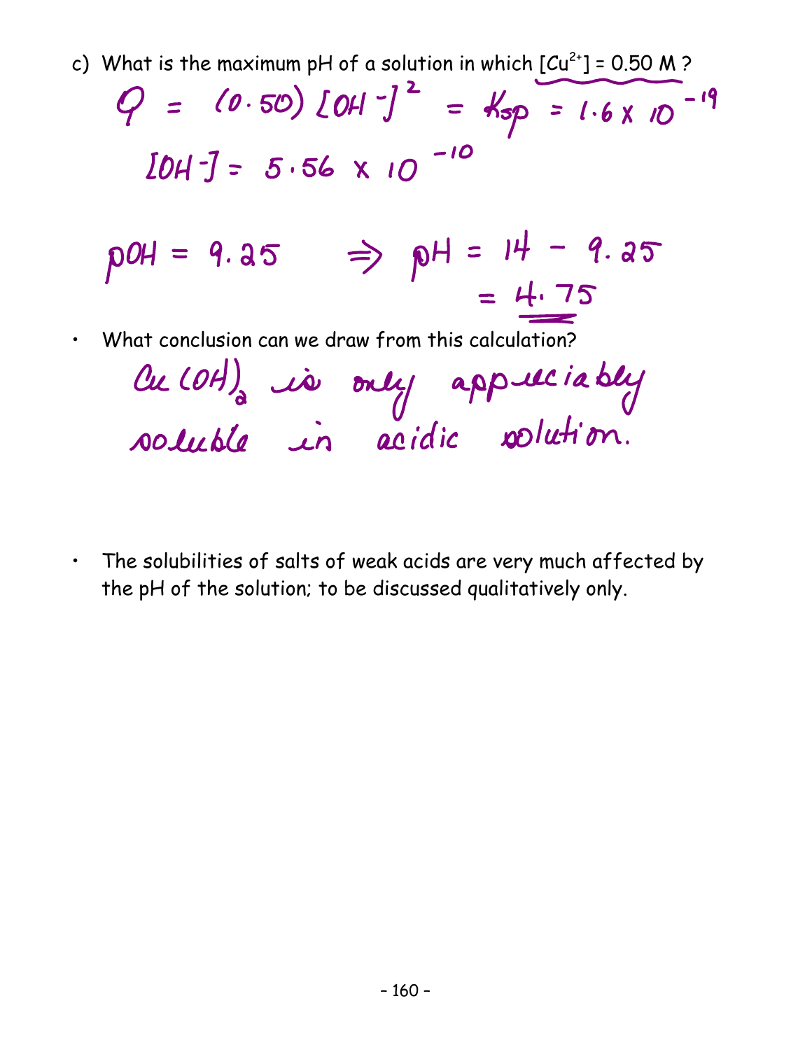c) What is the maximum pH of a solution in which $[Cu^{2+}] = 0.50$ M ?

$$Q = (0.50)[OH^-]^2 = K_{sp} = 1.6 \times 10^{-19}$$

$$[OH^-] = 5.56 \times 10^{-10}$$

$$pOH = 9.25 \quad \Rightarrow \quad pH = 14 - 9.25 = \underline{4.75}$$

- What conclusion can we draw from this calculation?

  $Cu(OH)_2$ is only appreciably soluble in acidic solution.

- The solubilities of salts of weak acids are very much affected by the pH of the solution; to be discussed qualitatively only.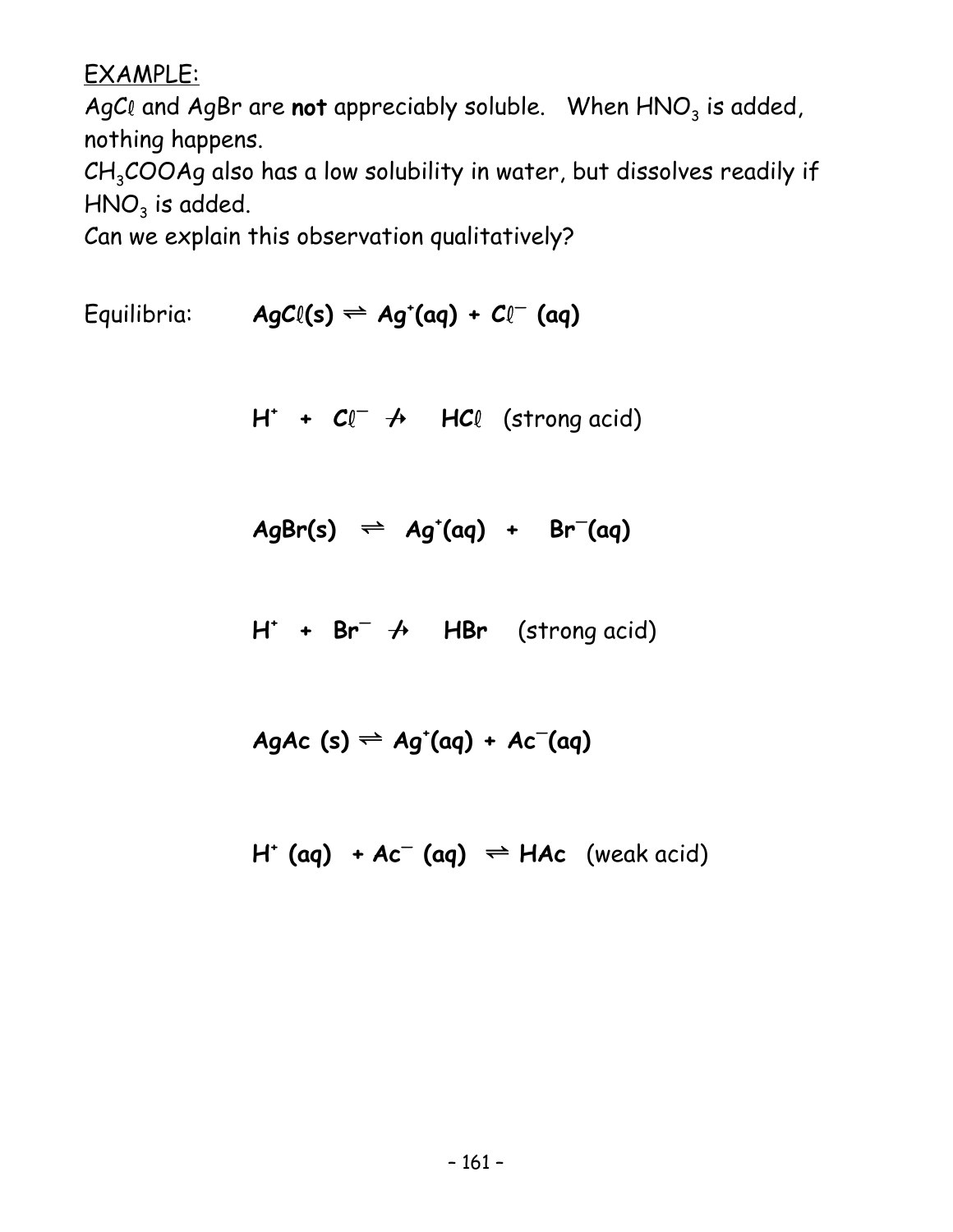EXAMPLE:

$AgC\ell$ and $AgBr$ are **not** appreciably soluble. When $HNO_3$ is added, nothing happens.

$CH_3COOAg$ also has a low solubility in water, but dissolves readily if $HNO_3$ is added.

Can we explain this observation qualitatively?

Equilibria:

$$\mathbf{AgC\ell(s) \rightleftharpoons Ag^{+}(aq) + C\ell^{-}(aq)}$$

$$\mathbf{H^{+} + C\ell^{-} \not\rightarrow HC\ell} \quad \text{(strong acid)}$$

$$\mathbf{AgBr(s) \rightleftharpoons Ag^{+}(aq) + Br^{-}(aq)}$$

$$\mathbf{H^{+} + Br^{-} \not\rightarrow HBr} \quad \text{(strong acid)}$$

$$\mathbf{AgAc\ (s) \rightleftharpoons Ag^{+}(aq) + Ac^{-}(aq)}$$

$$\mathbf{H^{+}\ (aq) + Ac^{-}\ (aq) \rightleftharpoons HAc} \quad \text{(weak acid)}$$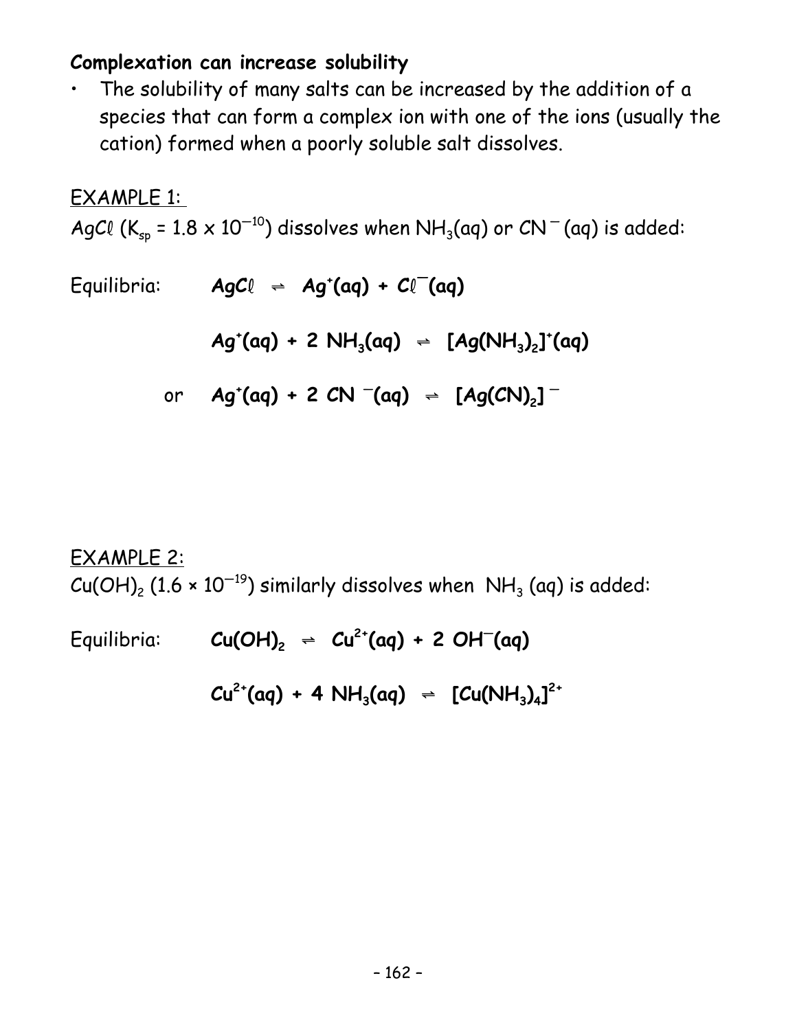**Complexation can increase solubility**

- The solubility of many salts can be increased by the addition of a species that can form a complex ion with one of the ions (usually the cation) formed when a poorly soluble salt dissolves.

EXAMPLE 1:

$AgC\ell$ ($K_{sp} = 1.8 \times 10^{-10}$) dissolves when $NH_3(aq)$ or $CN^-(aq)$ is added:

Equilibria: $$AgC\ell \rightleftharpoons Ag^+(aq) + C\ell^-(aq)$$

$$Ag^+(aq) + 2\ NH_3(aq) \rightleftharpoons [Ag(NH_3)_2]^+(aq)$$

or $$Ag^+(aq) + 2\ CN^-(aq) \rightleftharpoons [Ag(CN)_2]^-$$

EXAMPLE 2:

$Cu(OH)_2$ ($1.6 \times 10^{-19}$) similarly dissolves when $NH_3$ (aq) is added:

Equilibria: $$Cu(OH)_2 \rightleftharpoons Cu^{2+}(aq) + 2\ OH^-(aq)$$

$$Cu^{2+}(aq) + 4\ NH_3(aq) \rightleftharpoons [Cu(NH_3)_4]^{2+}$$